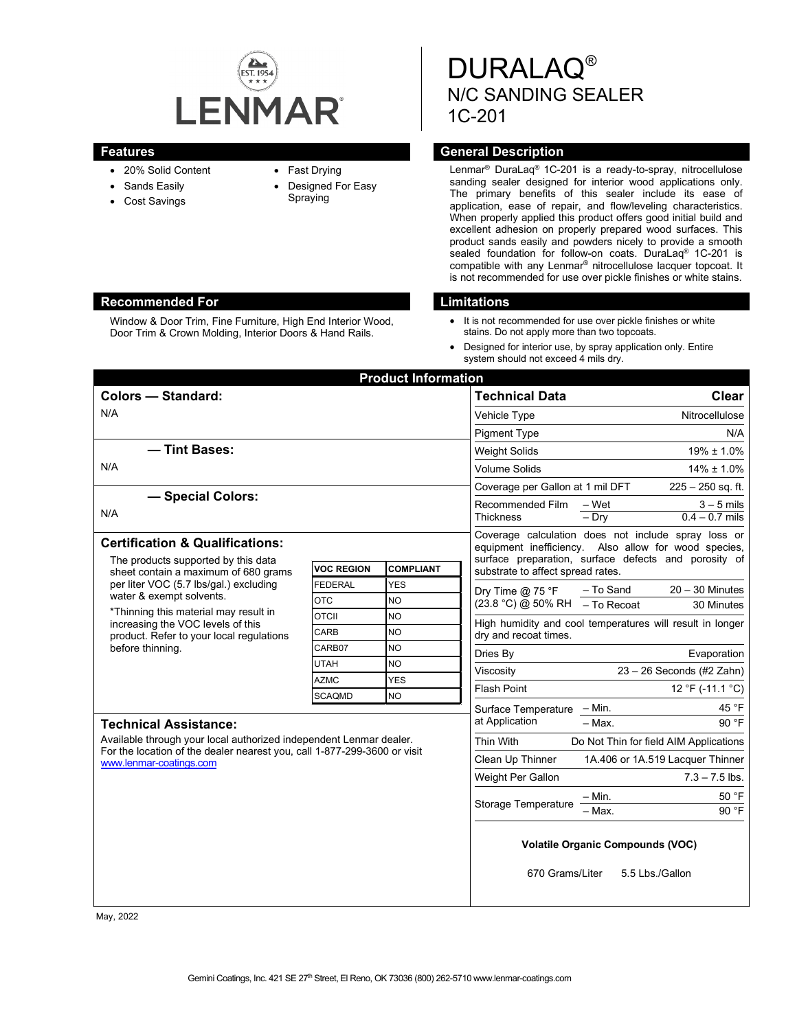# DURALAQ®

## N/C SANDING SEALER
## 1C-201

## Features

- 20% Solid Content
- Sands Easily
- Cost Savings
- Fast Drying
- Designed For Easy Spraying

## General Description

Lenmar® DuraLaq® 1C-201 is a ready-to-spray, nitrocellulose sanding sealer designed for interior wood applications only. The primary benefits of this sealer include its ease of application, ease of repair, and flow/leveling characteristics. When properly applied this product offers good initial build and excellent adhesion on properly prepared wood surfaces. This product sands easily and powders nicely to provide a smooth sealed foundation for follow-on coats. DuraLaq® 1C-201 is compatible with any Lenmar® nitrocellulose lacquer topcoat. It is not recommended for use over pickle finishes or white stains.

## Recommended For

Window & Door Trim, Fine Furniture, High End Interior Wood, Door Trim & Crown Molding, Interior Doors & Hand Rails.

## Limitations

- It is not recommended for use over pickle finishes or white stains. Do not apply more than two topcoats.
- Designed for interior use, by spray application only. Entire system should not exceed 4 mils dry.

## Product Information

### Colors — Standard:

N/A

### — Tint Bases:

N/A

### — Special Colors:

N/A

### Certification & Qualifications:

The products supported by this data sheet contain a maximum of 680 grams per liter VOC (5.7 lbs/gal.) excluding water & exempt solvents.

*Thinning this material may result in increasing the VOC levels of this product. Refer to your local regulations before thinning.

| VOC REGION | COMPLIANT |
|---|---|
| FEDERAL | YES |
| OTC | NO |
| OTCII | NO |
| CARB | NO |
| CARB07 | NO |
| UTAH | NO |
| AZMC | YES |
| SCAQMD | NO |

### Technical Assistance:

Available through your local authorized independent Lenmar dealer. For the location of the dealer nearest you, call 1-877-299-3600 or visit www.lenmar-coatings.com

| Technical Data | | Clear |
|---|---|---|
| Vehicle Type | | Nitrocellulose |
| Pigment Type | | N/A |
| Weight Solids | | 19% ± 1.0% |
| Volume Solids | | 14% ± 1.0% |
| Coverage per Gallon at 1 mil DFT | | 225 – 250 sq. ft. |
| Recommended Film Thickness | – Wet | 3 – 5 mils |
| | – Dry | 0.4 – 0.7 mils |
| Coverage calculation does not include spray loss or equipment inefficiency. Also allow for wood species, surface preparation, surface defects and porosity of substrate to affect spread rates. | | |
| Dry Time @ 75 °F (23.8 °C) @ 50% RH | – To Sand | 20 – 30 Minutes |
| | – To Recoat | 30 Minutes |
| High humidity and cool temperatures will result in longer dry and recoat times. | | |
| Dries By | | Evaporation |
| Viscosity | | 23 – 26 Seconds (#2 Zahn) |
| Flash Point | | 12 °F (-11.1 °C) |
| Surface Temperature at Application | – Min. | 45 °F |
| | – Max. | 90 °F |
| Thin With | | Do Not Thin for field AIM Applications |
| Clean Up Thinner | | 1A.406 or 1A.519 Lacquer Thinner |
| Weight Per Gallon | | 7.3 – 7.5 lbs. |
| Storage Temperature | – Min. | 50 °F |
| | – Max. | 90 °F |

**Volatile Organic Compounds (VOC)**

670 Grams/Liter 5.5 Lbs./Gallon

May, 2022

Gemini Coatings, Inc. 421 SE 27th Street, El Reno, OK 73036 (800) 262-5710 www.lenmar-coatings.com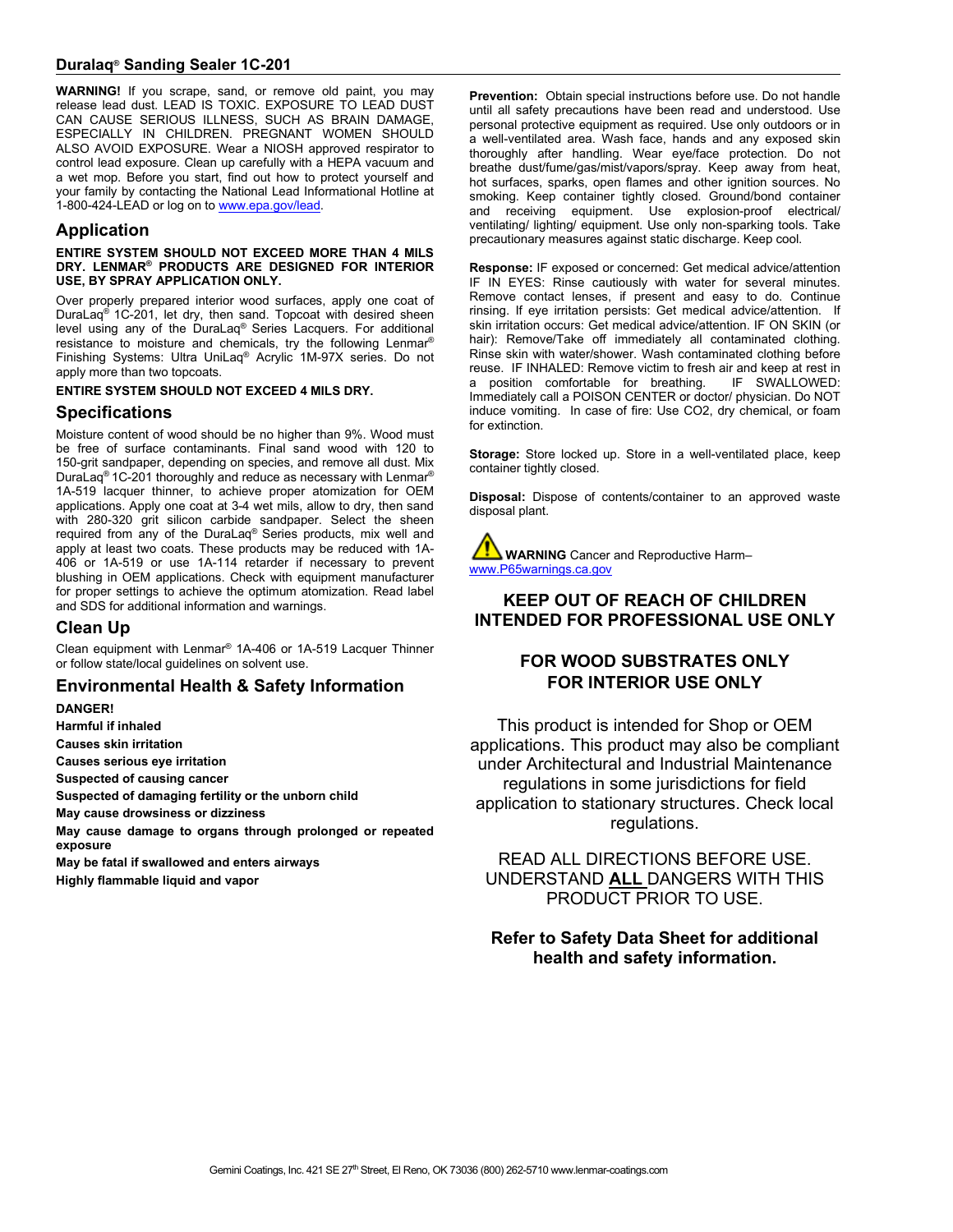## Duralaq® Sanding Sealer 1C-201

**WARNING!** If you scrape, sand, or remove old paint, you may release lead dust. LEAD IS TOXIC. EXPOSURE TO LEAD DUST CAN CAUSE SERIOUS ILLNESS, SUCH AS BRAIN DAMAGE, ESPECIALLY IN CHILDREN. PREGNANT WOMEN SHOULD ALSO AVOID EXPOSURE. Wear a NIOSH approved respirator to control lead exposure. Clean up carefully with a HEPA vacuum and a wet mop. Before you start, find out how to protect yourself and your family by contacting the National Lead Informational Hotline at 1-800-424-LEAD or log on to www.epa.gov/lead.

### Application

**ENTIRE SYSTEM SHOULD NOT EXCEED MORE THAN 4 MILS DRY. LENMAR® PRODUCTS ARE DESIGNED FOR INTERIOR USE, BY SPRAY APPLICATION ONLY.**

Over properly prepared interior wood surfaces, apply one coat of DuraLaq® 1C-201, let dry, then sand. Topcoat with desired sheen level using any of the DuraLaq® Series Lacquers. For additional resistance to moisture and chemicals, try the following Lenmar® Finishing Systems: Ultra UniLaq® Acrylic 1M-97X series. Do not apply more than two topcoats.

**ENTIRE SYSTEM SHOULD NOT EXCEED 4 MILS DRY.**

### Specifications

Moisture content of wood should be no higher than 9%. Wood must be free of surface contaminants. Final sand wood with 120 to 150-grit sandpaper, depending on species, and remove all dust. Mix DuraLaq® 1C-201 thoroughly and reduce as necessary with Lenmar® 1A-519 lacquer thinner, to achieve proper atomization for OEM applications. Apply one coat at 3-4 wet mils, allow to dry, then sand with 280-320 grit silicon carbide sandpaper. Select the sheen required from any of the DuraLaq® Series products, mix well and apply at least two coats. These products may be reduced with 1A-406 or 1A-519 or use 1A-114 retarder if necessary to prevent blushing in OEM applications. Check with equipment manufacturer for proper settings to achieve the optimum atomization. Read label and SDS for additional information and warnings.

### Clean Up

Clean equipment with Lenmar® 1A-406 or 1A-519 Lacquer Thinner or follow state/local guidelines on solvent use.

### Environmental Health & Safety Information

**DANGER!**

**Harmful if inhaled**

**Causes skin irritation**

**Causes serious eye irritation**

**Suspected of causing cancer**

**Suspected of damaging fertility or the unborn child**

**May cause drowsiness or dizziness**

**May cause damage to organs through prolonged or repeated exposure**

**May be fatal if swallowed and enters airways**

**Highly flammable liquid and vapor**

**Prevention:** Obtain special instructions before use. Do not handle until all safety precautions have been read and understood. Use personal protective equipment as required. Use only outdoors or in a well-ventilated area. Wash face, hands and any exposed skin thoroughly after handling. Wear eye/face protection. Do not breathe dust/fume/gas/mist/vapors/spray. Keep away from heat, hot surfaces, sparks, open flames and other ignition sources. No smoking. Keep container tightly closed. Ground/bond container and receiving equipment. Use explosion-proof electrical/ ventilating/ lighting/ equipment. Use only non-sparking tools. Take precautionary measures against static discharge. Keep cool.

**Response:** IF exposed or concerned: Get medical advice/attention IF IN EYES: Rinse cautiously with water for several minutes. Remove contact lenses, if present and easy to do. Continue rinsing. If eye irritation persists: Get medical advice/attention. If skin irritation occurs: Get medical advice/attention. IF ON SKIN (or hair): Remove/Take off immediately all contaminated clothing. Rinse skin with water/shower. Wash contaminated clothing before reuse. IF INHALED: Remove victim to fresh air and keep at rest in a position comfortable for breathing. IF SWALLOWED: Immediately call a POISON CENTER or doctor/ physician. Do NOT induce vomiting. In case of fire: Use CO2, dry chemical, or foam for extinction.

**Storage:** Store locked up. Store in a well-ventilated place, keep container tightly closed.

**Disposal:** Dispose of contents/container to an approved waste disposal plant.

⚠ **WARNING** Cancer and Reproductive Harm– www.P65warnings.ca.gov

**KEEP OUT OF REACH OF CHILDREN**
**INTENDED FOR PROFESSIONAL USE ONLY**

**FOR WOOD SUBSTRATES ONLY**
**FOR INTERIOR USE ONLY**

This product is intended for Shop or OEM applications. This product may also be compliant under Architectural and Industrial Maintenance regulations in some jurisdictions for field application to stationary structures. Check local regulations.

READ ALL DIRECTIONS BEFORE USE. UNDERSTAND **ALL** DANGERS WITH THIS PRODUCT PRIOR TO USE.

**Refer to Safety Data Sheet for additional health and safety information.**

Gemini Coatings, Inc. 421 SE 27th Street, El Reno, OK 73036 (800) 262-5710 www.lenmar-coatings.com